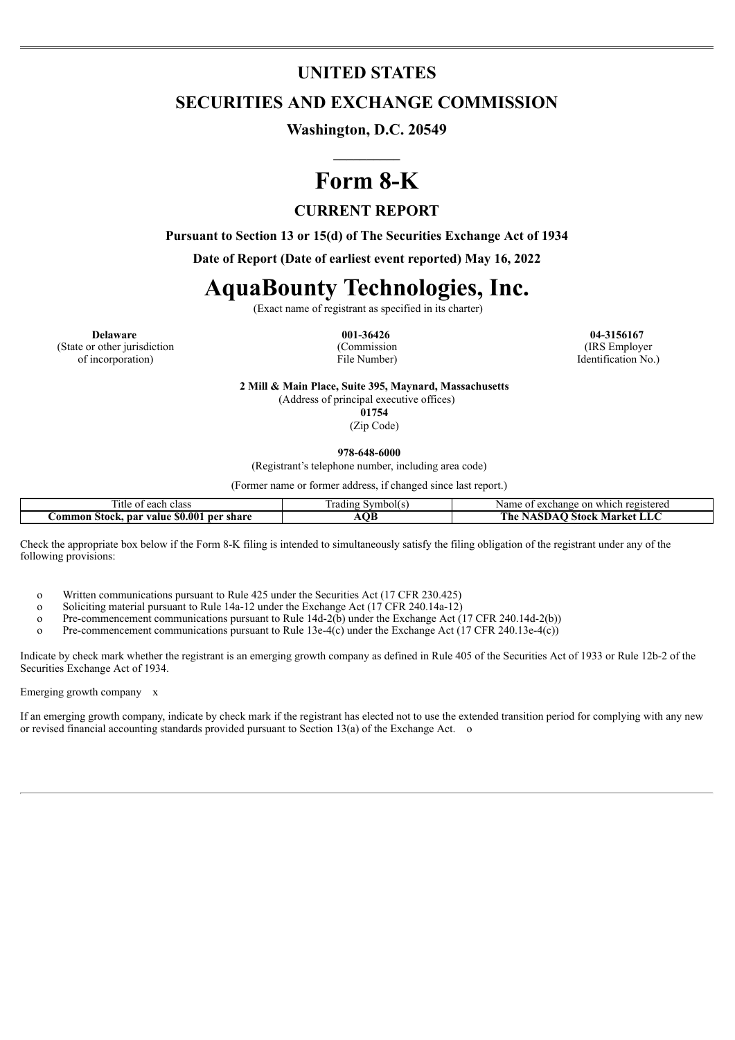# UNITED STATES

## SECURITIES AND EXCHANGE COMMISSION

**Washington, D.C. 20549**

# Form 8-K

## CURRENT REPORT

**Pursuant to Section 13 or 15(d) of The Securities Exchange Act of 1934**

**Date of Report (Date of earliest event reported) May 16, 2022**

# AquaBounty Technologies, Inc.

(Exact name of registrant as specified in its charter)

| **Delaware** | **001-36426** | **04-3156167** |
|---|---|---|
| (State or other jurisdiction of incorporation) | (Commission File Number) | (IRS Employer Identification No.) |

**2 Mill & Main Place, Suite 395, Maynard, Massachusetts**
(Address of principal executive offices)
**01754**
(Zip Code)

**978-648-6000**
(Registrant's telephone number, including area code)

(Former name or former address, if changed since last report.)

| Title of each class | Trading Symbol(s) | Name of exchange on which registered |
|---|---|---|
| **Common Stock, par value $0.001 per share** | **AQB** | **The NASDAQ Stock Market LLC** |

Check the appropriate box below if the Form 8-K filing is intended to simultaneously satisfy the filing obligation of the registrant under any of the following provisions:

- o Written communications pursuant to Rule 425 under the Securities Act (17 CFR 230.425)
- o Soliciting material pursuant to Rule 14a-12 under the Exchange Act (17 CFR 240.14a-12)
- o Pre-commencement communications pursuant to Rule 14d-2(b) under the Exchange Act (17 CFR 240.14d-2(b))
- o Pre-commencement communications pursuant to Rule 13e-4(c) under the Exchange Act (17 CFR 240.13e-4(c))

Indicate by check mark whether the registrant is an emerging growth company as defined in Rule 405 of the Securities Act of 1933 or Rule 12b-2 of the Securities Exchange Act of 1934.

Emerging growth company x

If an emerging growth company, indicate by check mark if the registrant has elected not to use the extended transition period for complying with any new or revised financial accounting standards provided pursuant to Section 13(a) of the Exchange Act. o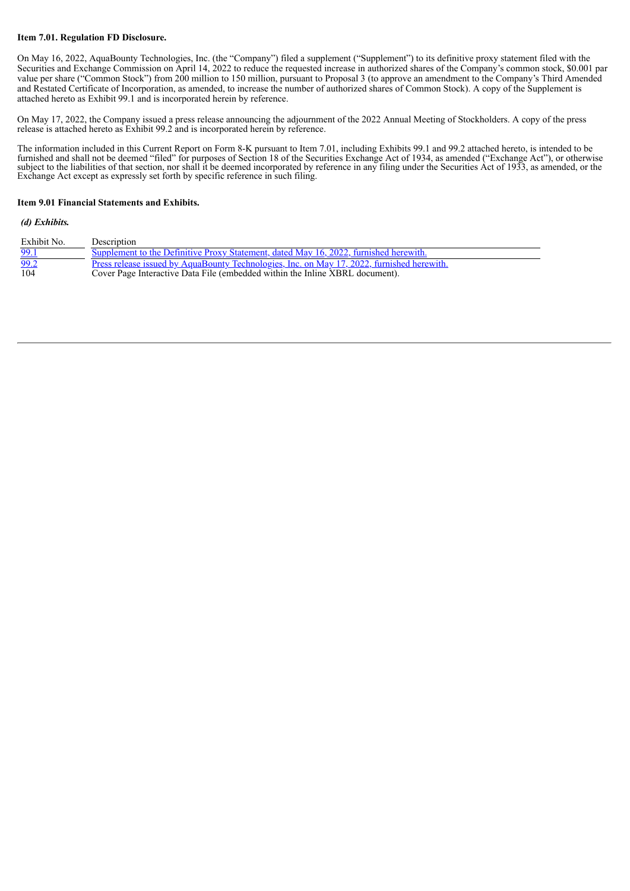**Item 7.01. Regulation FD Disclosure.**

On May 16, 2022, AquaBounty Technologies, Inc. (the "Company") filed a supplement ("Supplement") to its definitive proxy statement filed with the Securities and Exchange Commission on April 14, 2022 to reduce the requested increase in authorized shares of the Company's common stock, $0.001 par value per share ("Common Stock") from 200 million to 150 million, pursuant to Proposal 3 (to approve an amendment to the Company's Third Amended and Restated Certificate of Incorporation, as amended, to increase the number of authorized shares of Common Stock). A copy of the Supplement is attached hereto as Exhibit 99.1 and is incorporated herein by reference.

On May 17, 2022, the Company issued a press release announcing the adjournment of the 2022 Annual Meeting of Stockholders. A copy of the press release is attached hereto as Exhibit 99.2 and is incorporated herein by reference.

The information included in this Current Report on Form 8-K pursuant to Item 7.01, including Exhibits 99.1 and 99.2 attached hereto, is intended to be furnished and shall not be deemed "filed" for purposes of Section 18 of the Securities Exchange Act of 1934, as amended ("Exchange Act"), or otherwise subject to the liabilities of that section, nor shall it be deemed incorporated by reference in any filing under the Securities Act of 1933, as amended, or the Exchange Act except as expressly set forth by specific reference in such filing.

**Item 9.01 Financial Statements and Exhibits.**

***(d) Exhibits.***

| Exhibit No. | Description |
|---|---|
| 99.1 | Supplement to the Definitive Proxy Statement, dated May 16, 2022, furnished herewith. |
| 99.2 | Press release issued by AquaBounty Technologies, Inc. on May 17, 2022, furnished herewith. |
| 104 | Cover Page Interactive Data File (embedded within the Inline XBRL document). |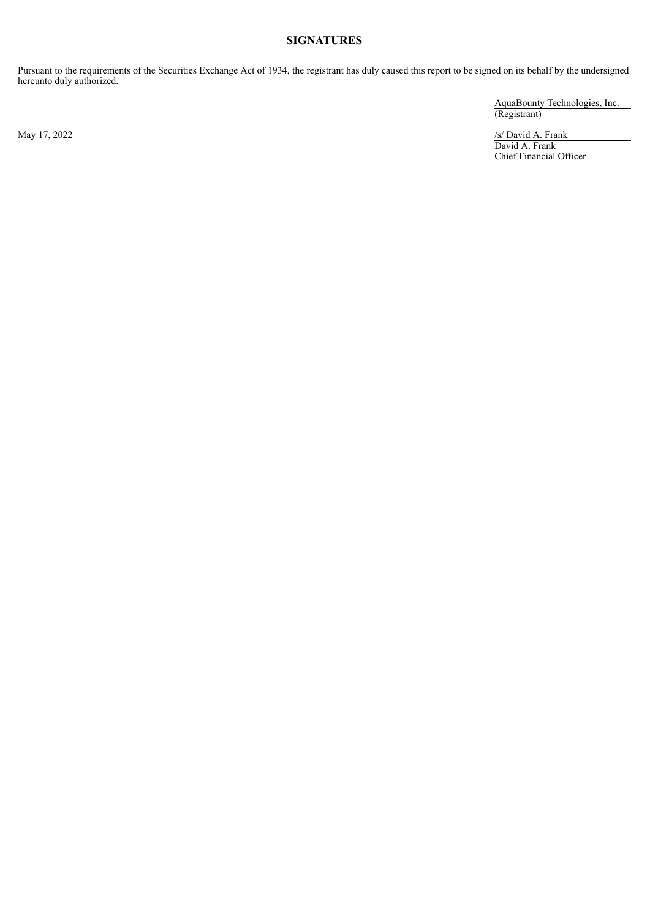## SIGNATURES

Pursuant to the requirements of the Securities Exchange Act of 1934, the registrant has duly caused this report to be signed on its behalf by the undersigned hereunto duly authorized.

AquaBounty Technologies, Inc.
(Registrant)

May 17, 2022

/s/ David A. Frank
David A. Frank
Chief Financial Officer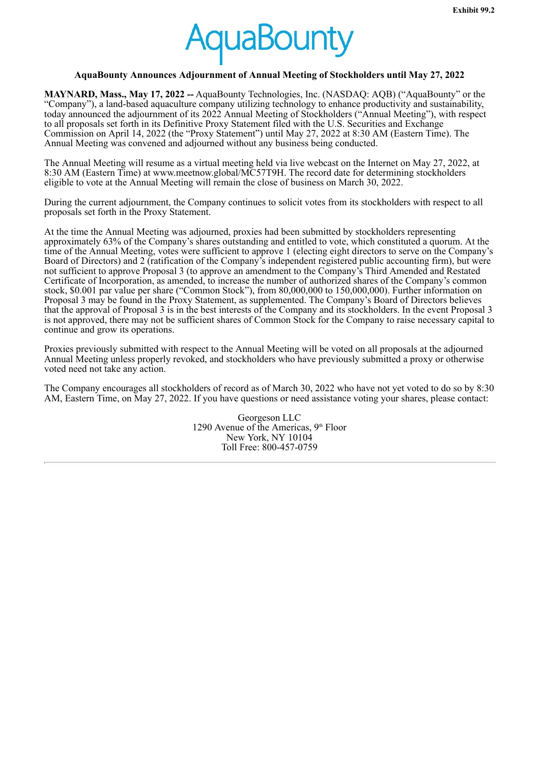Exhibit 99.2

AquaBounty

**AquaBounty Announces Adjournment of Annual Meeting of Stockholders until May 27, 2022**

**MAYNARD, Mass., May 17, 2022 --** AquaBounty Technologies, Inc. (NASDAQ: AQB) ("AquaBounty" or the "Company"), a land-based aquaculture company utilizing technology to enhance productivity and sustainability, today announced the adjournment of its 2022 Annual Meeting of Stockholders ("Annual Meeting"), with respect to all proposals set forth in its Definitive Proxy Statement filed with the U.S. Securities and Exchange Commission on April 14, 2022 (the "Proxy Statement") until May 27, 2022 at 8:30 AM (Eastern Time). The Annual Meeting was convened and adjourned without any business being conducted.

The Annual Meeting will resume as a virtual meeting held via live webcast on the Internet on May 27, 2022, at 8:30 AM (Eastern Time) at www.meetnow.global/MC57T9H. The record date for determining stockholders eligible to vote at the Annual Meeting will remain the close of business on March 30, 2022.

During the current adjournment, the Company continues to solicit votes from its stockholders with respect to all proposals set forth in the Proxy Statement.

At the time the Annual Meeting was adjourned, proxies had been submitted by stockholders representing approximately 63% of the Company's shares outstanding and entitled to vote, which constituted a quorum. At the time of the Annual Meeting, votes were sufficient to approve 1 (electing eight directors to serve on the Company's Board of Directors) and 2 (ratification of the Company's independent registered public accounting firm), but were not sufficient to approve Proposal 3 (to approve an amendment to the Company's Third Amended and Restated Certificate of Incorporation, as amended, to increase the number of authorized shares of the Company's common stock, $0.001 par value per share ("Common Stock"), from 80,000,000 to 150,000,000). Further information on Proposal 3 may be found in the Proxy Statement, as supplemented. The Company's Board of Directors believes that the approval of Proposal 3 is in the best interests of the Company and its stockholders. In the event Proposal 3 is not approved, there may not be sufficient shares of Common Stock for the Company to raise necessary capital to continue and grow its operations.

Proxies previously submitted with respect to the Annual Meeting will be voted on all proposals at the adjourned Annual Meeting unless properly revoked, and stockholders who have previously submitted a proxy or otherwise voted need not take any action.

The Company encourages all stockholders of record as of March 30, 2022 who have not yet voted to do so by 8:30 AM, Eastern Time, on May 27, 2022. If you have questions or need assistance voting your shares, please contact:

Georgeson LLC
1290 Avenue of the Americas, 9th Floor
New York, NY 10104
Toll Free: 800-457-0759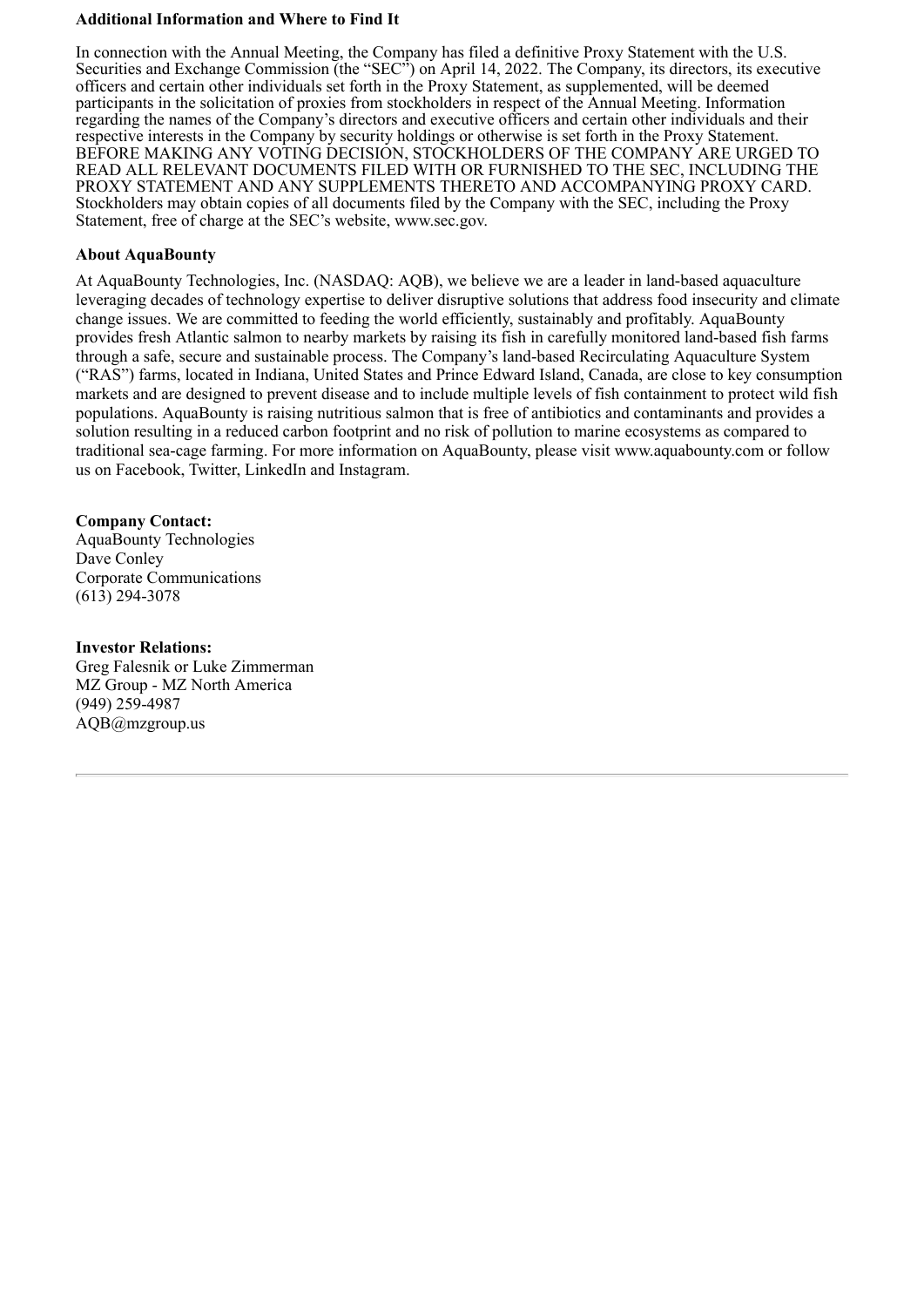**Additional Information and Where to Find It**

In connection with the Annual Meeting, the Company has filed a definitive Proxy Statement with the U.S. Securities and Exchange Commission (the "SEC") on April 14, 2022. The Company, its directors, its executive officers and certain other individuals set forth in the Proxy Statement, as supplemented, will be deemed participants in the solicitation of proxies from stockholders in respect of the Annual Meeting. Information regarding the names of the Company's directors and executive officers and certain other individuals and their respective interests in the Company by security holdings or otherwise is set forth in the Proxy Statement. BEFORE MAKING ANY VOTING DECISION, STOCKHOLDERS OF THE COMPANY ARE URGED TO READ ALL RELEVANT DOCUMENTS FILED WITH OR FURNISHED TO THE SEC, INCLUDING THE PROXY STATEMENT AND ANY SUPPLEMENTS THERETO AND ACCOMPANYING PROXY CARD. Stockholders may obtain copies of all documents filed by the Company with the SEC, including the Proxy Statement, free of charge at the SEC's website, www.sec.gov.

**About AquaBounty**

At AquaBounty Technologies, Inc. (NASDAQ: AQB), we believe we are a leader in land-based aquaculture leveraging decades of technology expertise to deliver disruptive solutions that address food insecurity and climate change issues. We are committed to feeding the world efficiently, sustainably and profitably. AquaBounty provides fresh Atlantic salmon to nearby markets by raising its fish in carefully monitored land-based fish farms through a safe, secure and sustainable process. The Company's land-based Recirculating Aquaculture System ("RAS") farms, located in Indiana, United States and Prince Edward Island, Canada, are close to key consumption markets and are designed to prevent disease and to include multiple levels of fish containment to protect wild fish populations. AquaBounty is raising nutritious salmon that is free of antibiotics and contaminants and provides a solution resulting in a reduced carbon footprint and no risk of pollution to marine ecosystems as compared to traditional sea-cage farming. For more information on AquaBounty, please visit www.aquabounty.com or follow us on Facebook, Twitter, LinkedIn and Instagram.

**Company Contact:**
AquaBounty Technologies
Dave Conley
Corporate Communications
(613) 294-3078

**Investor Relations:**
Greg Falesnik or Luke Zimmerman
MZ Group - MZ North America
(949) 259-4987
AQB@mzgroup.us